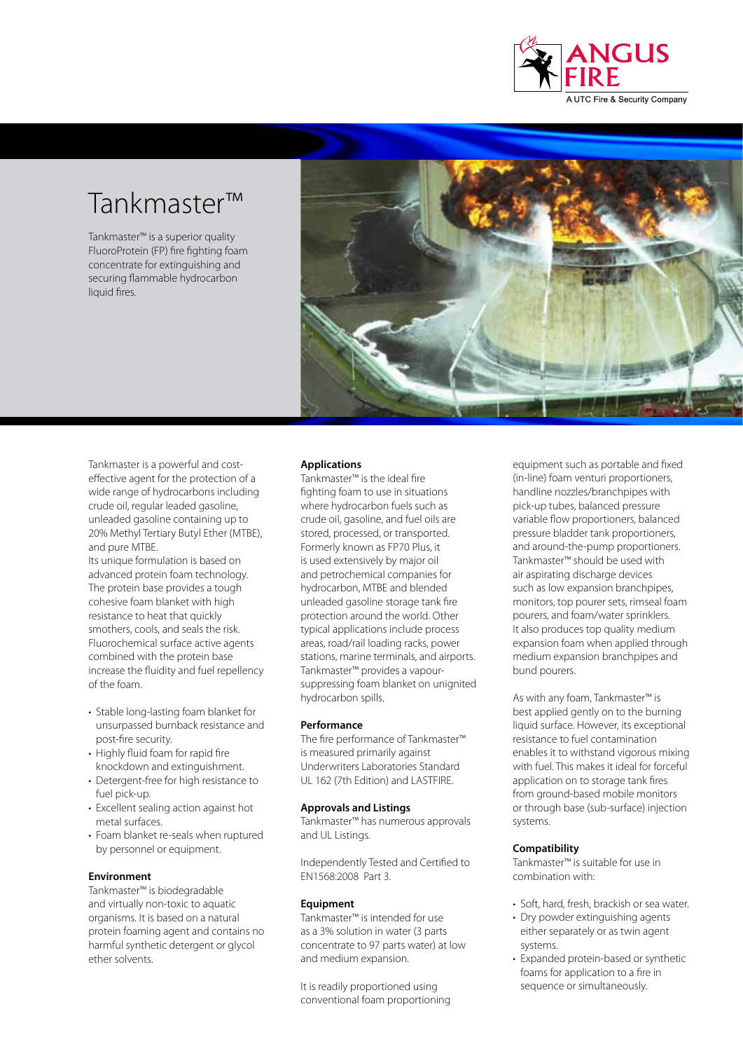ANGUS FIRE

A UTC Fire & Security Company

# Tankmaster™

Tankmaster™ is a superior quality FluoroProtein (FP) fire fighting foam concentrate for extinguishing and securing flammable hydrocarbon liquid fires.

Tankmaster is a powerful and cost-effective agent for the protection of a wide range of hydrocarbons including crude oil, regular leaded gasoline, unleaded gasoline containing up to 20% Methyl Tertiary Butyl Ether (MTBE), and pure MTBE.

Its unique formulation is based on advanced protein foam technology. The protein base provides a tough cohesive foam blanket with high resistance to heat that quickly smothers, cools, and seals the risk. Fluorochemical surface active agents combined with the protein base increase the fluidity and fuel repellency of the foam.

- Stable long-lasting foam blanket for unsurpassed burnback resistance and post-fire security.
- Highly fluid foam for rapid fire knockdown and extinguishment.
- Detergent-free for high resistance to fuel pick-up.
- Excellent sealing action against hot metal surfaces.
- Foam blanket re-seals when ruptured by personnel or equipment.

### Environment

Tankmaster™ is biodegradable and virtually non-toxic to aquatic organisms. It is based on a natural protein foaming agent and contains no harmful synthetic detergent or glycol ether solvents.

### Applications

Tankmaster™ is the ideal fire fighting foam to use in situations where hydrocarbon fuels such as crude oil, gasoline, and fuel oils are stored, processed, or transported. Formerly known as FP70 Plus, it is used extensively by major oil and petrochemical companies for hydrocarbon, MTBE and blended unleaded gasoline storage tank fire protection around the world. Other typical applications include process areas, road/rail loading racks, power stations, marine terminals, and airports. Tankmaster™ provides a vapour-suppressing foam blanket on unignited hydrocarbon spills.

### Performance

The fire performance of Tankmaster™ is measured primarily against Underwriters Laboratories Standard UL 162 (7th Edition) and LASTFIRE.

### Approvals and Listings

Tankmaster™ has numerous approvals and UL Listings.

Independently Tested and Certified to EN1568:2008 Part 3.

### Equipment

Tankmaster™ is intended for use as a 3% solution in water (3 parts concentrate to 97 parts water) at low and medium expansion.

It is readily proportioned using conventional foam proportioning equipment such as portable and fixed (in-line) foam venturi proportioners, handline nozzles/branchpipes with pick-up tubes, balanced pressure variable flow proportioners, balanced pressure bladder tank proportioners, and around-the-pump proportioners. Tankmaster™ should be used with air aspirating discharge devices such as low expansion branchpipes, monitors, top pourer sets, rimseal foam pourers, and foam/water sprinklers. It also produces top quality medium expansion foam when applied through medium expansion branchpipes and bund pourers.

As with any foam, Tankmaster™ is best applied gently on to the burning liquid surface. However, its exceptional resistance to fuel contamination enables it to withstand vigorous mixing with fuel. This makes it ideal for forceful application on to storage tank fires from ground-based mobile monitors or through base (sub-surface) injection systems.

### Compatibility

Tankmaster™ is suitable for use in combination with:

- Soft, hard, fresh, brackish or sea water.
- Dry powder extinguishing agents either separately or as twin agent systems.
- Expanded protein-based or synthetic foams for application to a fire in sequence or simultaneously.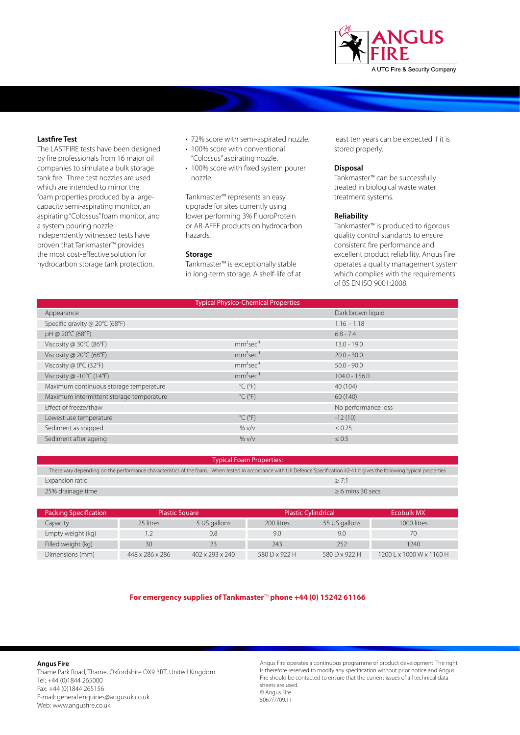ANGUS FIRE

A UTC Fire & Security Company

### Lastfire Test

The LASTFIRE tests have been designed by fire professionals from 16 major oil companies to simulate a bulk storage tank fire. Three test nozzles are used which are intended to mirror the foam properties produced by a large-capacity semi-aspirating monitor, an aspirating "Colossus" foam monitor, and a system pouring nozzle. Independently witnessed tests have proven that Tankmaster™ provides the most cost-effective solution for hydrocarbon storage tank protection.

- 72% score with semi-aspirated nozzle.
- 100% score with conventional "Colossus" aspirating nozzle.
- 100% score with fixed system pourer nozzle.

Tankmaster™ represents an easy upgrade for sites currently using lower performing 3% FluoroProtein or AR-AFFF products on hydrocarbon hazards.

### Storage

Tankmaster™ is exceptionally stable in long-term storage. A shelf-life of at least ten years can be expected if it is stored properly.

### Disposal

Tankmaster™ can be successfully treated in biological waste water treatment systems.

### Reliability

Tankmaster™ is produced to rigorous quality control standards to ensure consistent fire performance and excellent product reliability. Angus Fire operates a quality management system which complies with the requirements of BS EN ISO 9001:2008.

| Typical Physico-Chemical Properties | | |
|---|---|---|
| Appearance | | Dark brown liquid |
| Specific gravity @ 20°C (68°F) | | 1.16 - 1.18 |
| pH @ 20°C (68°F) | | 6.8 - 7.4 |
| Viscosity @ 30°C (86°F) | $mm^2sec^{-1}$ | 13.0 - 19.0 |
| Viscosity @ 20°C (68°F) | $mm^2sec^{-1}$ | 20.0 - 30.0 |
| Viscosity @ 0°C (32°F) | $mm^2sec^{-1}$ | 50.0 - 90.0 |
| Viscosity @ -10°C (14°F) | $mm^2sec^{-1}$ | 104.0 - 156.0 |
| Maximum continuous storage temperature | °C (°F) | 40 (104) |
| Maximum intermittent storage temperature | °C (°F) | 60 (140) |
| Effect of freeze/thaw | | No performance loss |
| Lowest use temperature | °C (°F) | -12 (10) |
| Sediment as shipped | % v/v | ≤ 0.25 |
| Sediment after ageing | % v/v | ≤ 0.5 |

| Typical Foam Properties: | |
|---|---|
| These vary depending on the performance characteristics of the foam. When tested in accordance with UK Defence Specification 42-41 it gives the following typical properties | |
| Expansion ratio | ≥ 7:1 |
| 25% drainage time | ≥ 6 mins 30 secs |

| Packing Specification | Plastic Square | | Plastic Cylindrical | | Ecobulk MX |
|---|---|---|---|---|---|
| Capacity | 25 litres | 5 US gallons | 200 litres | 55 US gallons | 1000 litres |
| Empty weight (kg) | 1.2 | 0.8 | 9.0 | 9.0 | 70 |
| Filled weight (kg) | 30 | 23 | 243 | 252 | 1240 |
| Dimensions (mm) | 448 x 286 x 286 | 402 x 293 x 240 | 580 D x 922 H | 580 D x 922 H | 1200 L x 1000 W x 1160 H |

**For emergency supplies of Tankmaster™ phone +44 (0) 15242 61166**

**Angus Fire**
Thame Park Road, Thame, Oxfordshire OX9 3RT, United Kingdom
Tel: +44 (0)1844 265000
Fax: +44 (0)1844 265156
E-mail: general.enquiries@angusuk.co.uk
Web: www.angusfire.co.uk

Angus Fire operates a continuous programme of product development. The right is therefore reserved to modify any specification without prior notice and Angus Fire should be contacted to ensure that the current issues of all technical data sheets are used.
© Angus Fire
5067/7/09.11